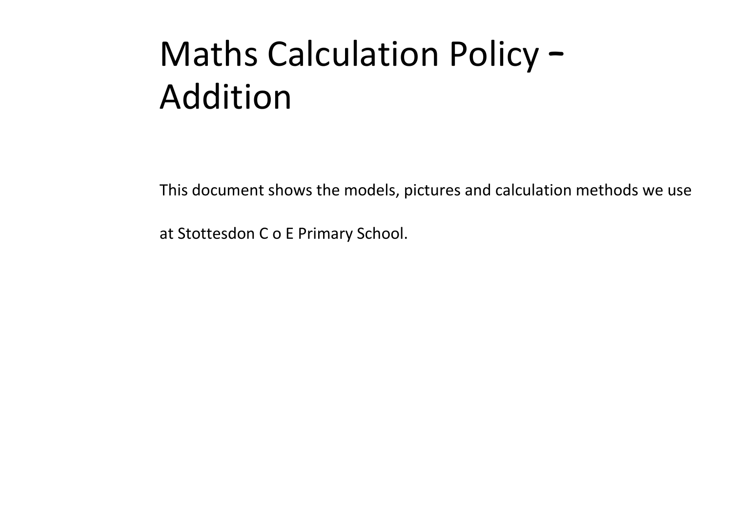# Maths Calculation Policy – Addition

This document shows the models, pictures and calculation methods we use

at Stottesdon C o E Primary School.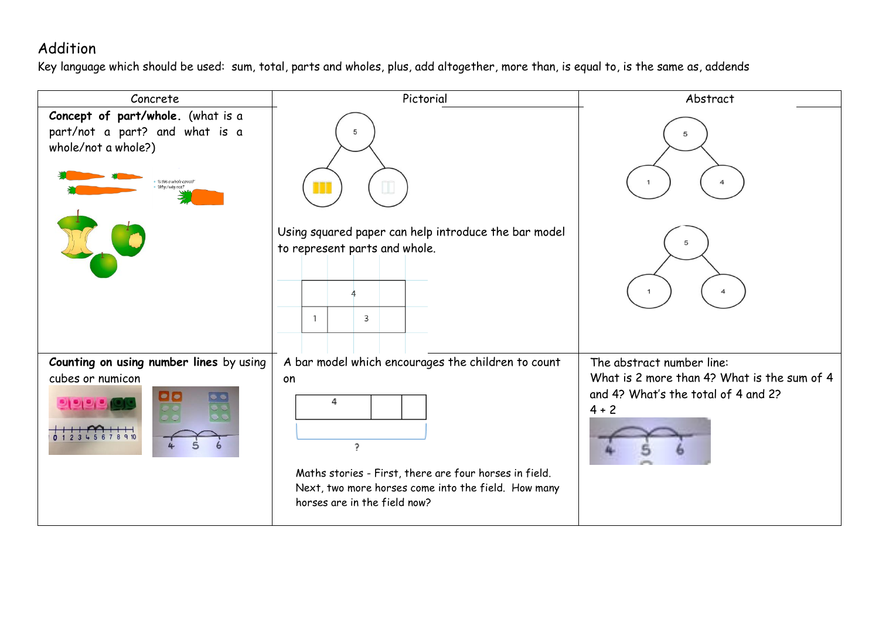## Addition

Key language which should be used: sum, total, parts and wholes, plus, add altogether, more than, is equal to, is the same as, addends

| Concrete | Pictorial | Abstract |
|---|---|---|
| **Concept of part/whole.** (what is a part/not a part? and what is a whole/not a whole?)<br><br>Is this a whole carrot? Why/why not? | 5<br>Using squared paper can help introduce the bar model to represent parts and whole.<br><br>4<br>1 3 | 5<br>1 4<br><br>5<br>1 4 |
| **Counting on using number lines** by using cubes or numicon<br><br>0 1 2 3 4 5 6 7 8 9 10<br><br>4 5 6 | A bar model which encourages the children to count on<br><br>4<br>?<br><br>Maths stories - First, there are four horses in field. Next, two more horses come into the field. How many horses are in the field now? | The abstract number line:<br>What is 2 more than 4? What is the sum of 4 and 4? What's the total of 4 and 2?<br>4 + 2<br><br>4 5 6 |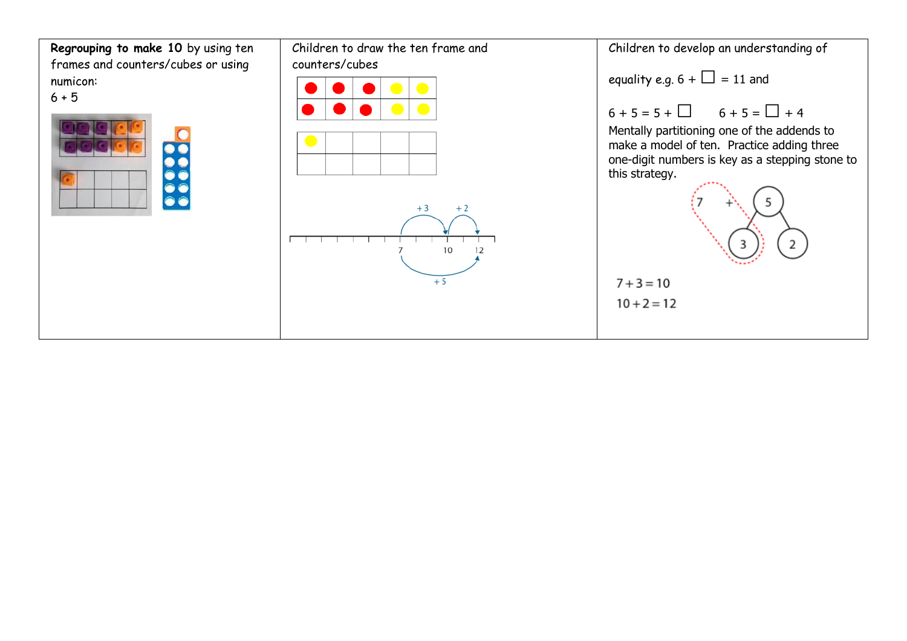| | | |
|---|---|---|
| **Regrouping to make 10** by using ten frames and counters/cubes or using numicon:<br>6 + 5 | Children to draw the ten frame and counters/cubes<br><br>+3 +2<br>7 10 12<br>+5 | Children to develop an understanding of<br><br>equality e.g. 6 + ☐ = 11 and<br><br>6 + 5 = 5 + ☐     6 + 5 = ☐ + 4<br>Mentally partitioning one of the addends to make a model of ten.  Practice adding three one-digit numbers is key as a stepping stone to this strategy.<br><br>7 + 5<br>3 2<br><br>$7 + 3 = 10$<br>$10 + 2 = 12$ |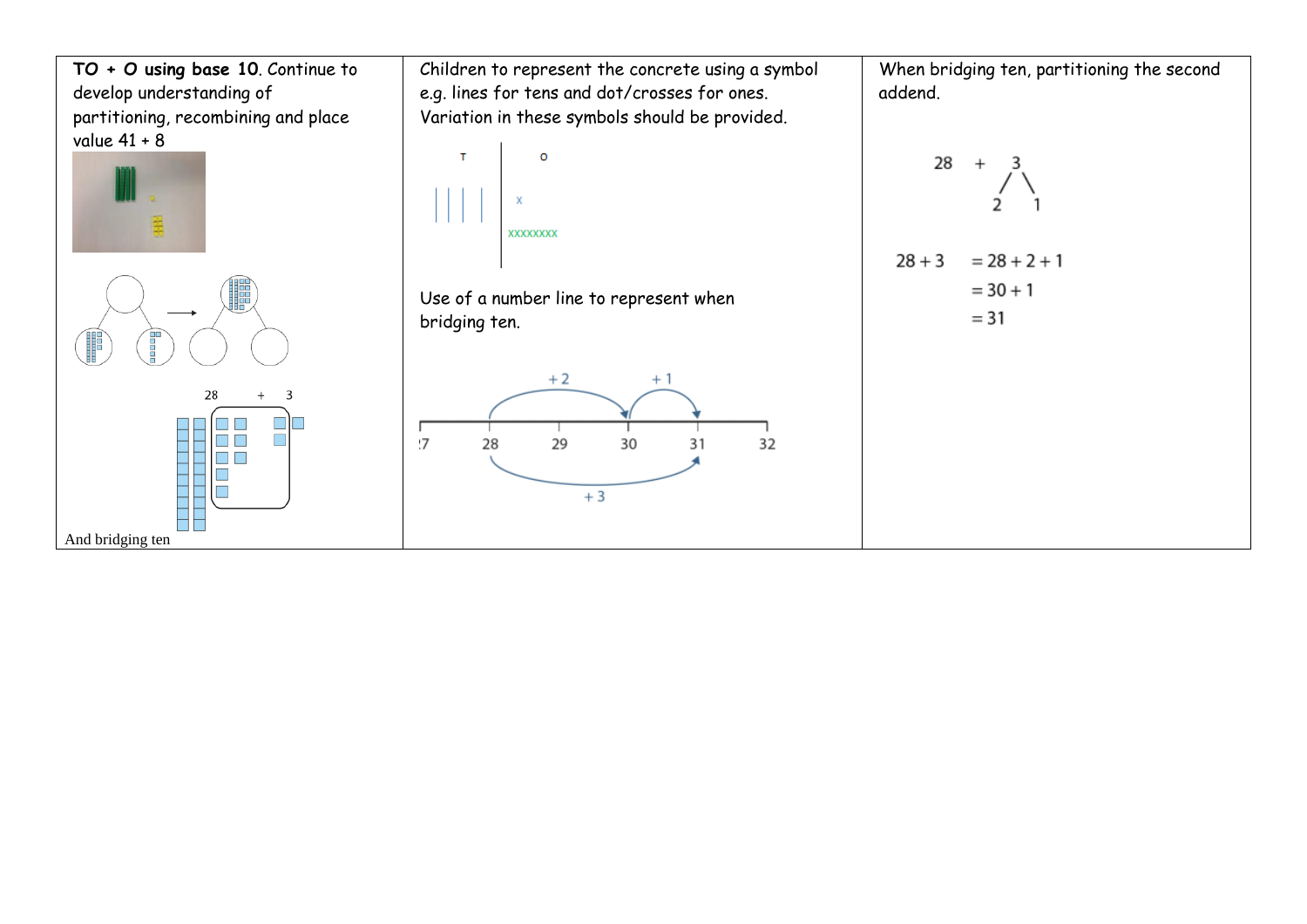| | | |
|---|---|---|
| **TO + O using base 10**. Continue to develop understanding of partitioning, recombining and place value 41 + 8<br><br>28 + 3<br><br>And bridging ten | Children to represent the concrete using a symbol e.g. lines for tens and dot/crosses for ones. Variation in these symbols should be provided.<br><br>T \| O<br>\|\|\|\| \| x<br>\| xxxxxxxx<br><br>Use of a number line to represent when bridging ten.<br><br>+2 +1<br>27 28 29 30 31 32<br>+3 | When bridging ten, partitioning the second addend.<br><br>28 + 3<br>2 1<br><br>$28 + 3 = 28 + 2 + 1$<br>$= 30 + 1$<br>$= 31$ |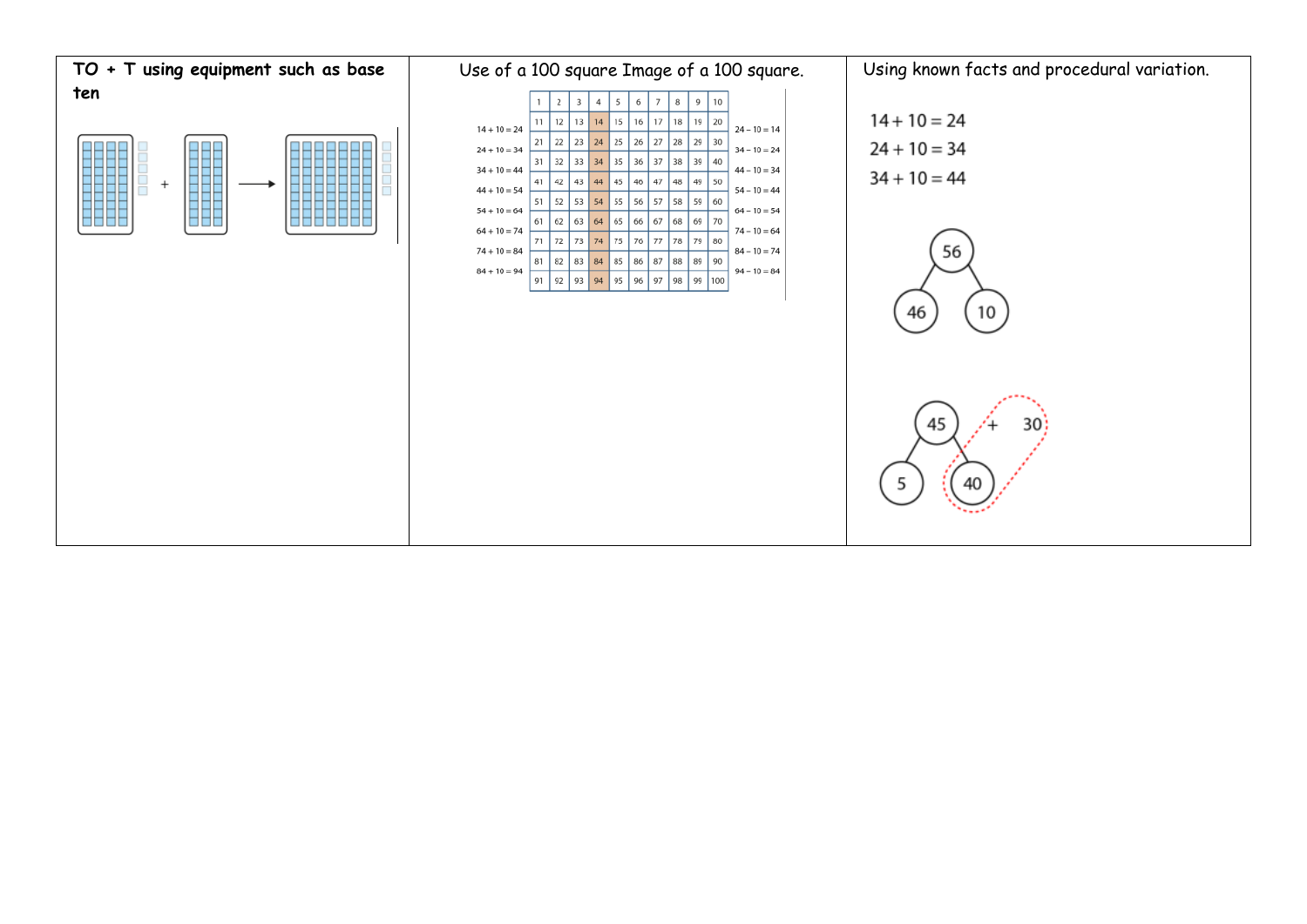| **TO + T using equipment such as base ten** | Use of a 100 square Image of a 100 square. | Using known facts and procedural variation. |
| --- | --- | --- |
| | 14 + 10 = 24<br>24 + 10 = 34<br>34 + 10 = 44<br>44 + 10 = 54<br>54 + 10 = 64<br>64 + 10 = 74<br>74 + 10 = 84<br>84 + 10 = 94<br><br>24 − 10 = 14<br>34 − 10 = 24<br>44 − 10 = 34<br>54 − 10 = 44<br>64 − 10 = 54<br>74 − 10 = 64<br>84 − 10 = 74<br>94 − 10 = 84 | 14 + 10 = 24<br>24 + 10 = 34<br>34 + 10 = 44<br><br>56<br>46 10<br><br>45 + 30<br>5 40 |

| 1 | 2 | 3 | 4 | 5 | 6 | 7 | 8 | 9 | 10 |
| --- | --- | --- | --- | --- | --- | --- | --- | --- | --- |
| 11 | 12 | 13 | 14 | 15 | 16 | 17 | 18 | 19 | 20 |
| 21 | 22 | 23 | 24 | 25 | 26 | 27 | 28 | 29 | 30 |
| 31 | 32 | 33 | 34 | 35 | 36 | 37 | 38 | 39 | 40 |
| 41 | 42 | 43 | 44 | 45 | 46 | 47 | 48 | 49 | 50 |
| 51 | 52 | 53 | 54 | 55 | 56 | 57 | 58 | 59 | 60 |
| 61 | 62 | 63 | 64 | 65 | 66 | 67 | 68 | 69 | 70 |
| 71 | 72 | 73 | 74 | 75 | 76 | 77 | 78 | 79 | 80 |
| 81 | 82 | 83 | 84 | 85 | 86 | 87 | 88 | 89 | 90 |
| 91 | 92 | 93 | 94 | 95 | 96 | 97 | 98 | 99 | 100 |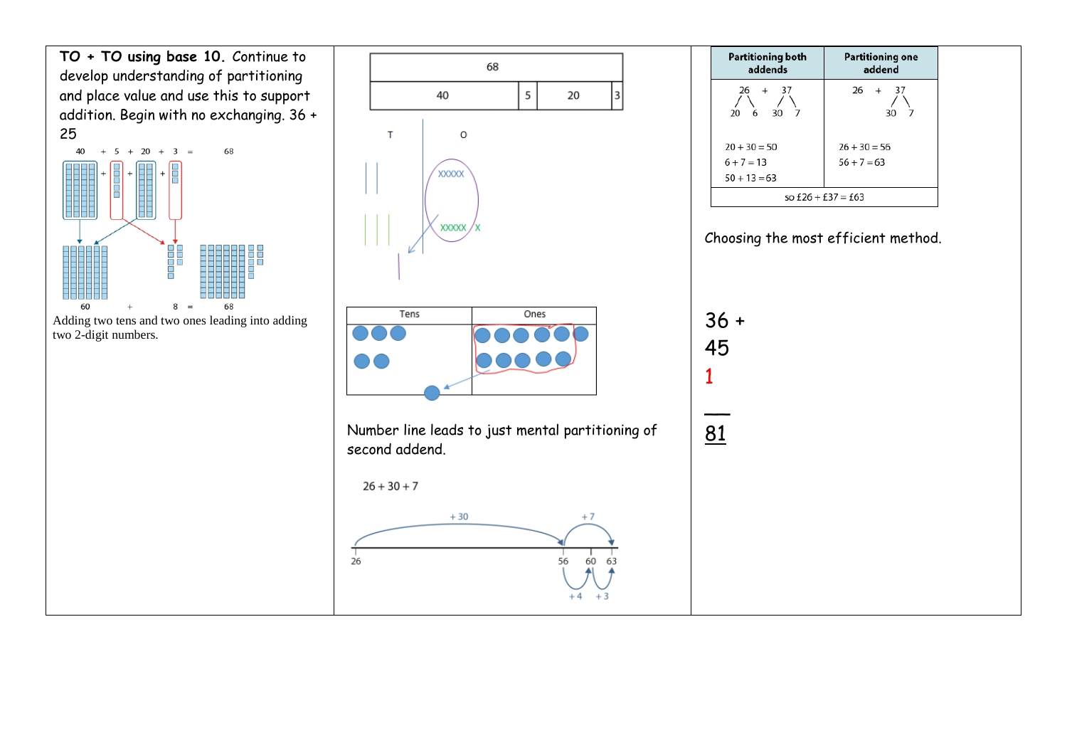**TO + TO using base 10.** Continue to develop understanding of partitioning and place value and use this to support addition. Begin with no exchanging. 36 + 25

40 + 5 + 20 + 3 = 68

60 + 8 = 68

Adding two tens and two ones leading into adding two 2-digit numbers.

| 68 | | | |
|---|---|---|---|
| 40 | 5 | 20 | 3 |

T O

XXXXX

XXXXX X

| Tens | Ones |
|---|---|

Number line leads to just mental partitioning of second addend.

26 + 30 + 7

+30 +7

26 56 60 63

+4 +3

| Partitioning both addends | Partitioning one addend |
|---|---|
| 26 + 37<br>20 6 30 7<br><br>20 + 30 = 50<br>6 + 7 = 13<br>50 + 13 = 63 | 26 + 37<br>30 7<br><br>26 + 30 = 56<br>56 + 7 = 63 |
| so £26 + £37 = £63 | |

Choosing the most efficient method.

36 +
45
1
___
81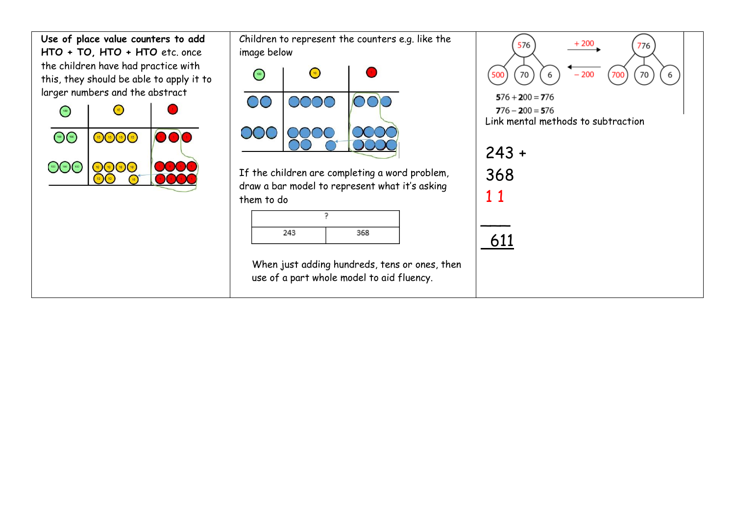| | | |
|---|---|---|
| **Use of place value counters to add HTO + TO, HTO + HTO** etc. once the children have had practice with this, they should be able to apply it to larger numbers and the abstract | Children to represent the counters e.g. like the image below<br><br>If the children are completing a word problem, draw a bar model to represent what it's asking them to do<br><br>? <br>243 \| 368<br><br>When just adding hundreds, tens or ones, then use of a part whole model to aid fluency. | 576 → 500, 70, 6 (+ 200) 776 → 700, 70, 6 (− 200)<br><br>$576 + 200 = 776$<br>$776 - 200 = 576$<br>Link mental methods to subtraction<br><br>243 +<br>368<br>1 1<br>____<br>611 |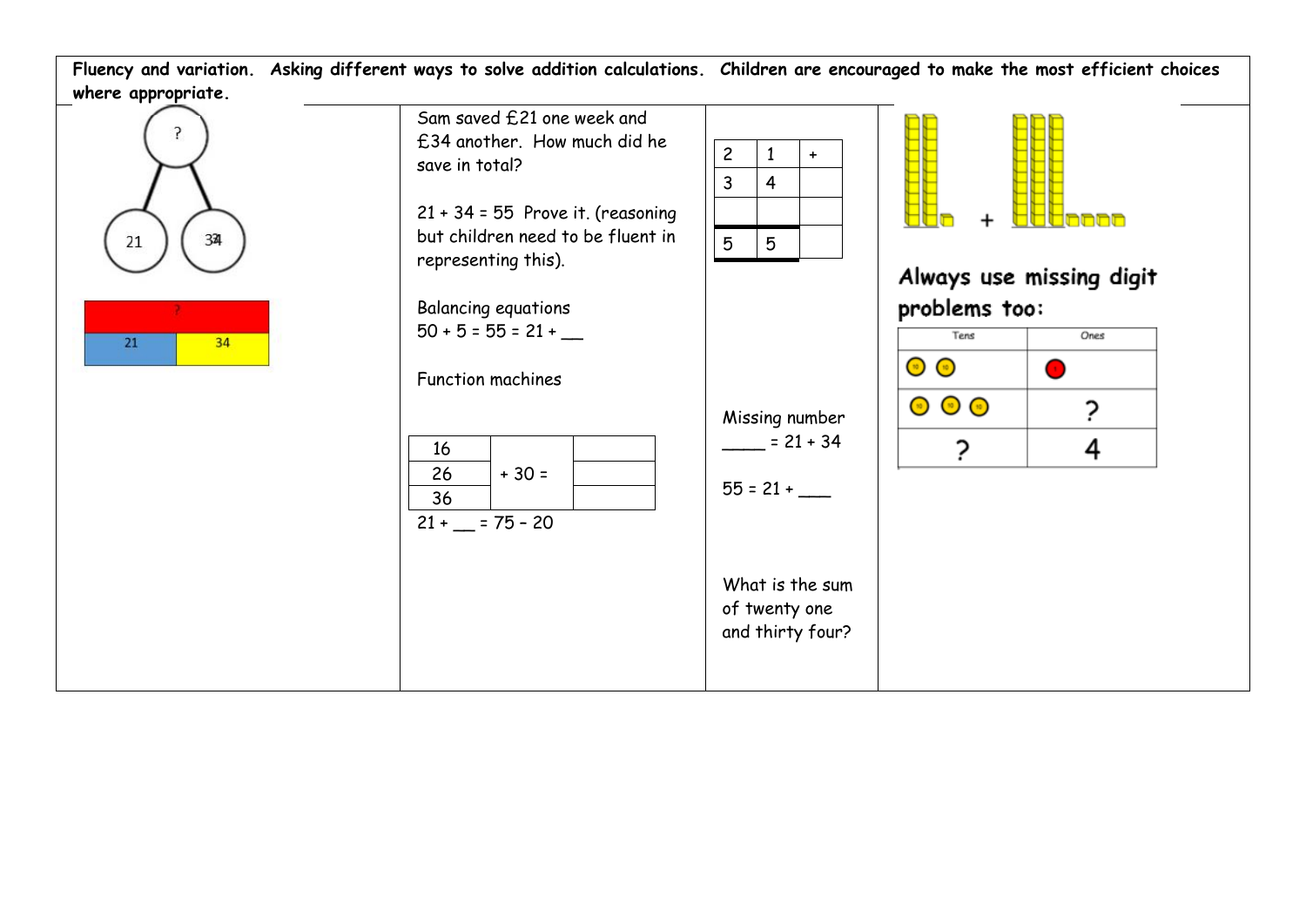**Fluency and variation. Asking different ways to solve addition calculations. Children are encouraged to make the most efficient choices where appropriate.**

?

21

34

?

21 | 34

Sam saved £21 one week and £34 another. How much did he save in total?

21 + 34 = 55 Prove it. (reasoning but children need to be fluent in representing this).

Balancing equations
50 + 5 = 55 = 21 + __

Function machines

| | | |
|---|---|---|
| 16 | + 30 = | |
| 26 | | |
| 36 | | |

21 + __ = 75 – 20

| | | |
|---|---|---|
| 2 | 1 | + |
| 3 | 4 | |
| | | |
| 5 | 5 | |

Missing number
____ = 21 + 34

55 = 21 + ___

What is the sum of twenty one and thirty four?

\+

**Always use missing digit problems too:**

| Tens | Ones |
|---|---|
| 10 10 | 1 |
| 10 10 10 | ? |
| ? | 4 |